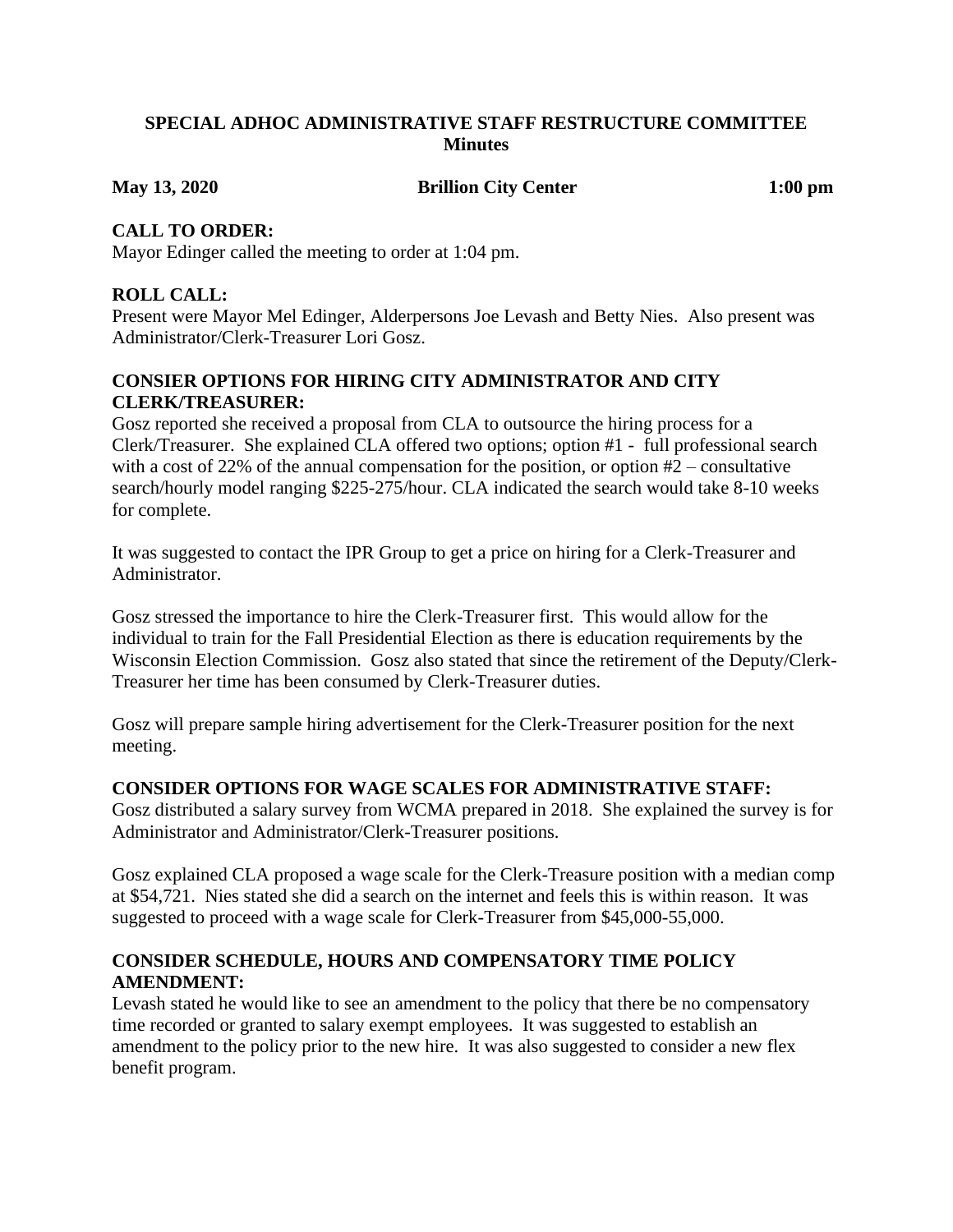**SPECIAL ADHOC ADMINISTRATIVE STAFF RESTRUCTURE COMMITTEE**
**Minutes**

**May 13, 2020** **Brillion City Center** **1:00 pm**

**CALL TO ORDER:**
Mayor Edinger called the meeting to order at 1:04 pm.

**ROLL CALL:**
Present were Mayor Mel Edinger, Alderpersons Joe Levash and Betty Nies. Also present was Administrator/Clerk-Treasurer Lori Gosz.

**CONSIER OPTIONS FOR HIRING CITY ADMINISTRATOR AND CITY CLERK/TREASURER:**
Gosz reported she received a proposal from CLA to outsource the hiring process for a Clerk/Treasurer. She explained CLA offered two options; option #1 - full professional search with a cost of 22% of the annual compensation for the position, or option #2 – consultative search/hourly model ranging $225-275/hour. CLA indicated the search would take 8-10 weeks for complete.

It was suggested to contact the IPR Group to get a price on hiring for a Clerk-Treasurer and Administrator.

Gosz stressed the importance to hire the Clerk-Treasurer first. This would allow for the individual to train for the Fall Presidential Election as there is education requirements by the Wisconsin Election Commission. Gosz also stated that since the retirement of the Deputy/Clerk-Treasurer her time has been consumed by Clerk-Treasurer duties.

Gosz will prepare sample hiring advertisement for the Clerk-Treasurer position for the next meeting.

**CONSIDER OPTIONS FOR WAGE SCALES FOR ADMINISTRATIVE STAFF:**
Gosz distributed a salary survey from WCMA prepared in 2018. She explained the survey is for Administrator and Administrator/Clerk-Treasurer positions.

Gosz explained CLA proposed a wage scale for the Clerk-Treasure position with a median comp at $54,721. Nies stated she did a search on the internet and feels this is within reason. It was suggested to proceed with a wage scale for Clerk-Treasurer from $45,000-55,000.

**CONSIDER SCHEDULE, HOURS AND COMPENSATORY TIME POLICY AMENDMENT:**
Levash stated he would like to see an amendment to the policy that there be no compensatory time recorded or granted to salary exempt employees. It was suggested to establish an amendment to the policy prior to the new hire. It was also suggested to consider a new flex benefit program.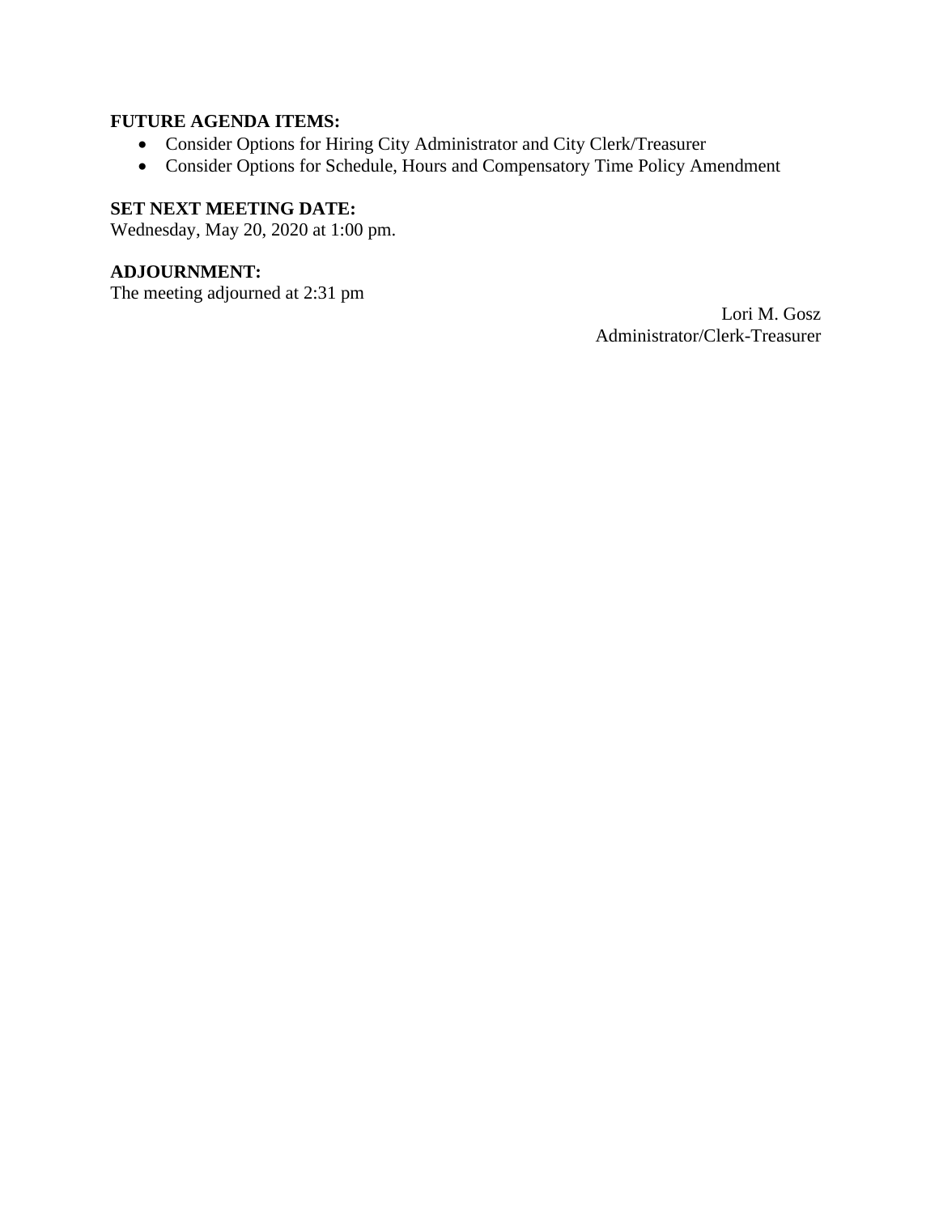**FUTURE AGENDA ITEMS:**

- Consider Options for Hiring City Administrator and City Clerk/Treasurer
- Consider Options for Schedule, Hours and Compensatory Time Policy Amendment

**SET NEXT MEETING DATE:**
Wednesday, May 20, 2020 at 1:00 pm.

**ADJOURNMENT:**
The meeting adjourned at 2:31 pm

Lori M. Gosz
Administrator/Clerk-Treasurer